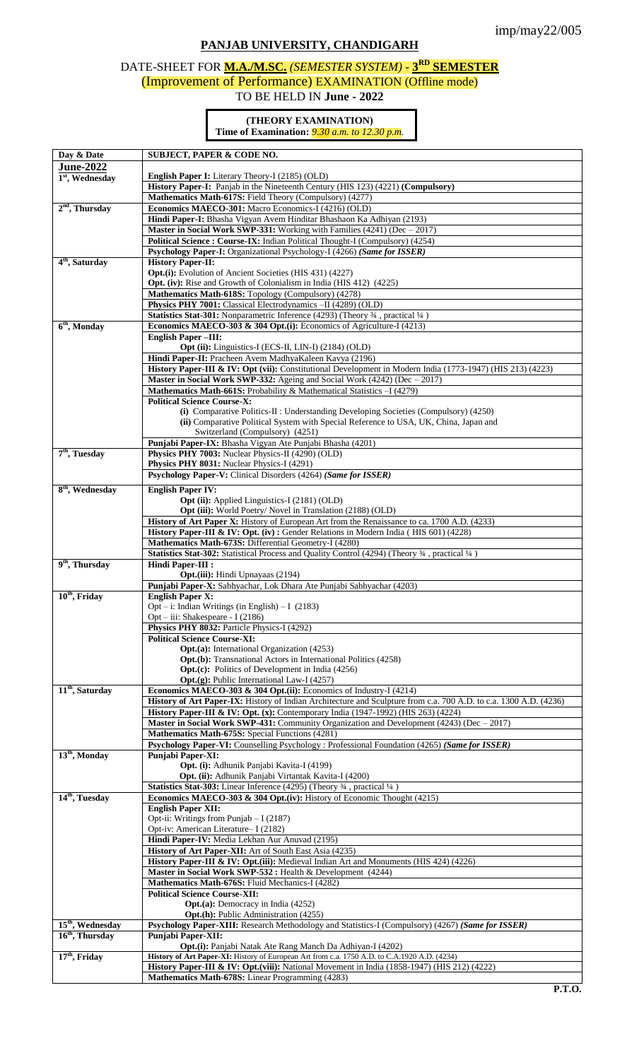imp/may22/005

## PANJAB UNIVERSITY, CHANDIGARH

### DATE-SHEET FOR **M.A./M.SC.** *(SEMESTER SYSTEM)* - **3RD SEMESTER**

### (Improvement of Performance) EXAMINATION (Offline mode)

### TO BE HELD IN **June - 2022**

**(THEORY EXAMINATION)**
**Time of Examination:** *9.30 a.m. to 12.30 p.m.*

| Day & Date | SUBJECT, PAPER & CODE NO. |
|---|---|
| **June-2022** | |
| **1st, Wednesday** | **English Paper I:** Literary Theory-I (2185) (OLD) |
| | **History Paper-I:** Panjab in the Nineteenth Century (HIS 123) (4221) **(Compulsory)** |
| | **Mathematics Math-617S:** Field Theory (Compulsory) (4277) |
| **2nd, Thursday** | **Economics MAECO-301:** Macro Economics-I (4216) (OLD) |
| | **Hindi Paper-I:** Bhasha Vigyan Avem Hinditar Bhashaon Ka Adhiyan (2193) |
| | **Master in Social Work SWP-331:** Working with Families (4241) (Dec – 2017) |
| | **Political Science : Course-IX:** Indian Political Thought-I (Compulsory) (4254) |
| | **Psychology Paper-I:** Organizational Psychology-I (4266) ***(Same for ISSER)*** |
| **4th, Saturday** | **History Paper-II:** |
| | **Opt.(i):** Evolution of Ancient Societies (HIS 431) (4227) |
| | **Opt. (iv):** Rise and Growth of Colonialism in India (HIS 412) (4225) |
| | **Mathematics Math-618S:** Topology (Compulsory) (4278) |
| | **Physics PHY 7001:** Classical Electrodynamics –II (4289) (OLD) |
| | **Statistics Stat-301:** Nonparametric Inference (4293) (Theory ¾ , practical ¼ ) |
| **6th, Monday** | **Economics MAECO-303 & 304 Opt.(i):** Economics of Agriculture-I (4213) |
| | **English Paper –III:** |
| | **Opt (ii):** Linguistics-I (ECS-II, LIN-I) (2184) (OLD) |
| | **Hindi Paper-II:** Pracheen Avem MadhyaKaleen Kavya (2196) |
| | **History Paper-III & IV: Opt (vii):** Constitutional Development in Modern India (1773-1947) (HIS 213) (4223) |
| | **Master in Social Work SWP-332:** Ageing and Social Work (4242) (Dec – 2017) |
| | **Mathematics Math-661S:** Probability & Mathematical Statistics –I (4279) |
| | **Political Science Course-X:** |
| | **(i)** Comparative Politics-II : Understanding Developing Societies (Compulsory) (4250) |
| | **(ii)** Comparative Political System with Special Reference to USA, UK, China, Japan and Switzerland (Compulsory) (4251) |
| | **Punjabi Paper-IX:** Bhasha Vigyan Ate Punjabi Bhasha (4201) |
| **7th, Tuesday** | **Physics PHY 7003:** Nuclear Physics-II (4290) (OLD) |
| | **Physics PHY 8031:** Nuclear Physics-I (4291) |
| | **Psychology Paper-V:** Clinical Disorders (4264) ***(Same for ISSER)*** |
| **8th, Wednesday** | **English Paper IV:** |
| | **Opt (ii):** Applied Linguistics-I (2181) (OLD) |
| | **Opt (iii):** World Poetry/ Novel in Translation (2188) (OLD) |
| | **History of Art Paper X:** History of European Art from the Renaissance to ca. 1700 A.D. (4233) |
| | **History Paper-III & IV: Opt. (iv) :** Gender Relations in Modern India ( HIS 601) (4228) |
| | **Mathematics Math-673S:** Differential Geometry-I (4280) |
| | **Statistics Stat-302:** Statistical Process and Quality Control (4294) (Theory ¾ , practical ¼ ) |
| **9th, Thursday** | **Hindi Paper-III :** |
| | **Opt.(iii):** Hindi Upnayaas (2194) |
| | **Punjabi Paper-X:** Sabhyachar, Lok Dhara Ate Punjabi Sabhyachar (4203) |
| **10th, Friday** | **English Paper X:** |
| | Opt – i: Indian Writings (in English) – I (2183) |
| | Opt – iii: Shakespeare - I (2186) |
| | **Physics PHY 8032:** Particle Physics-I (4292) |
| | **Political Science Course-XI:** |
| | **Opt.(a):** International Organization (4253) |
| | **Opt.(b):** Transnational Actors in International Politics (4258) |
| | **Opt.(c):** Politics of Development in India (4256) |
| | **Opt.(g):** Public International Law-I (4257) |
| **11th, Saturday** | **Economics MAECO-303 & 304 Opt.(ii):** Economics of Industry-I (4214) |
| | **History of Art Paper-IX:** History of Indian Architecture and Sculpture from c.a. 700 A.D. to c.a. 1300 A.D. (4236) |
| | **History Paper-III & IV: Opt. (x):** Contemporary India (1947-1992) (HIS 263) (4224) |
| | **Master in Social Work SWP-431:** Community Organization and Development (4243) (Dec – 2017) |
| | **Mathematics Math-675S:** Special Functions (4281) |
| | **Psychology Paper-VI:** Counselling Psychology : Professional Foundation (4265) ***(Same for ISSER)*** |
| **13th, Monday** | **Punjabi Paper-XI:** |
| | **Opt. (i):** Adhunik Panjabi Kavita-I (4199) |
| | **Opt. (ii):** Adhunik Panjabi Virtantak Kavita-I (4200) |
| | **Statistics Stat-303:** Linear Inference (4295) (Theory ¾ , practical ¼ ) |
| **14th, Tuesday** | **Economics MAECO-303 & 304 Opt.(iv):** History of Economic Thought (4215) |
| | **English Paper XII:** |
| | Opt-ii: Writings from Punjab – I (2187) |
| | Opt-iv: American Literature– I (2182) |
| | **Hindi Paper-IV:** Media Lekhan Aur Anuvad (2195) |
| | **History of Art Paper-XII:** Art of South East Asia (4235) |
| | **History Paper-III & IV: Opt.(iii):** Medieval Indian Art and Monuments (HIS 424) (4226) |
| | **Master in Social Work SWP-532 :** Health & Development (4244) |
| | **Mathematics Math-676S:** Fluid Mechanics-I (4282) |
| | **Political Science Course-XII:** |
| | **Opt.(a):** Democracy in India (4252) |
| | **Opt.(h):** Public Administration (4255) |
| **15th, Wednesday** | **Psychology Paper-XIII:** Research Methodology and Statistics-I (Compulsory) (4267) ***(Same for ISSER)*** |
| **16th, Thursday** | **Punjabi Paper-XII:** |
| | **Opt.(i):** Panjabi Natak Ate Rang Manch Da Adhiyan-I (4202) |
| **17th, Friday** | **History of Art Paper-XI:** History of European Art from c.a. 1750 A.D. to C.A.1920 A.D. (4234) |
| | **History Paper-III & IV: Opt.(viii):** National Movement in India (1858-1947) (HIS 212) (4222) |
| | **Mathematics Math-678S:** Linear Programming (4283) |

**P.T.O.**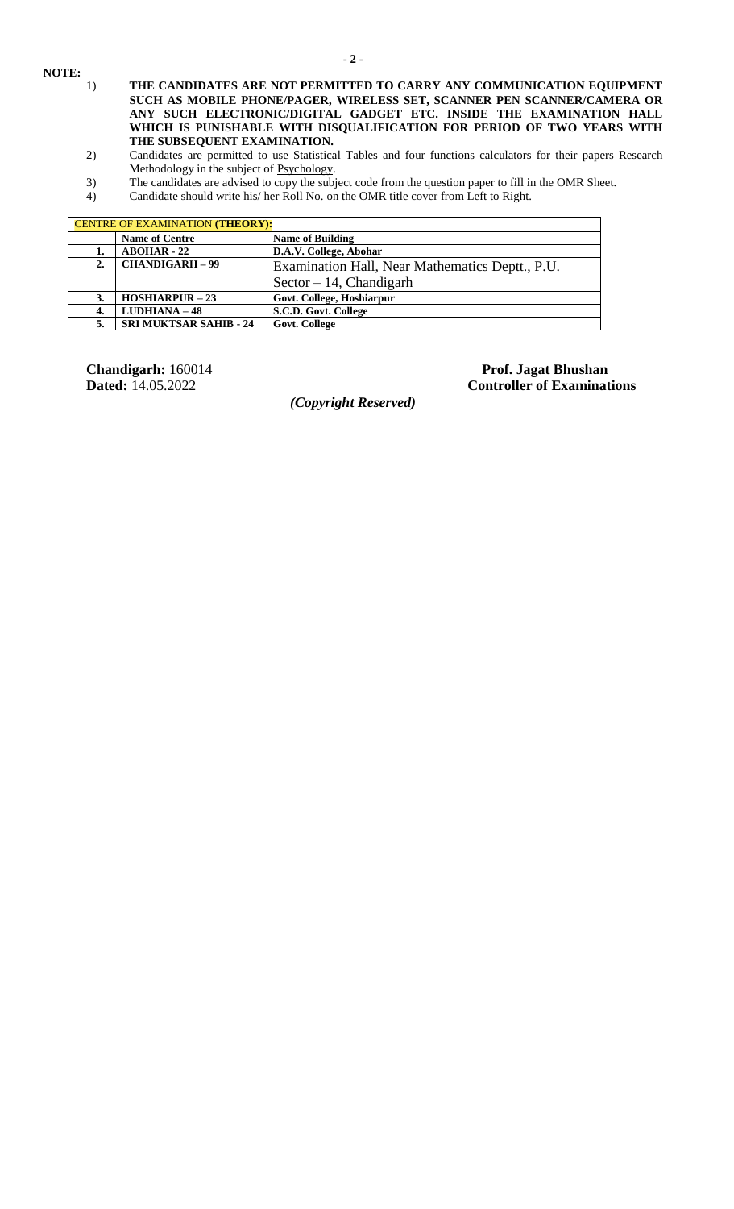**NOTE:**

1) **THE CANDIDATES ARE NOT PERMITTED TO CARRY ANY COMMUNICATION EQUIPMENT SUCH AS MOBILE PHONE/PAGER, WIRELESS SET, SCANNER PEN SCANNER/CAMERA OR ANY SUCH ELECTRONIC/DIGITAL GADGET ETC. INSIDE THE EXAMINATION HALL WHICH IS PUNISHABLE WITH DISQUALIFICATION FOR PERIOD OF TWO YEARS WITH THE SUBSEQUENT EXAMINATION.**
2) Candidates are permitted to use Statistical Tables and four functions calculators for their papers Research Methodology in the subject of Psychology.
3) The candidates are advised to copy the subject code from the question paper to fill in the OMR Sheet.
4) Candidate should write his/ her Roll No. on the OMR title cover from Left to Right.

| CENTRE OF EXAMINATION **(THEORY):** | | |
|---|---|---|
| | **Name of Centre** | **Name of Building** |
| **1.** | **ABOHAR - 22** | **D.A.V. College, Abohar** |
| **2.** | **CHANDIGARH – 99** | Examination Hall, Near Mathematics Deptt., P.U. Sector – 14, Chandigarh |
| **3.** | **HOSHIARPUR – 23** | **Govt. College, Hoshiarpur** |
| **4.** | **LUDHIANA – 48** | **S.C.D. Govt. College** |
| **5.** | **SRI MUKTSAR SAHIB - 24** | **Govt. College** |

**Chandigarh:** 160014
**Dated:** 14.05.2022

**Prof. Jagat Bhushan**
**Controller of Examinations**

***(Copyright Reserved)***